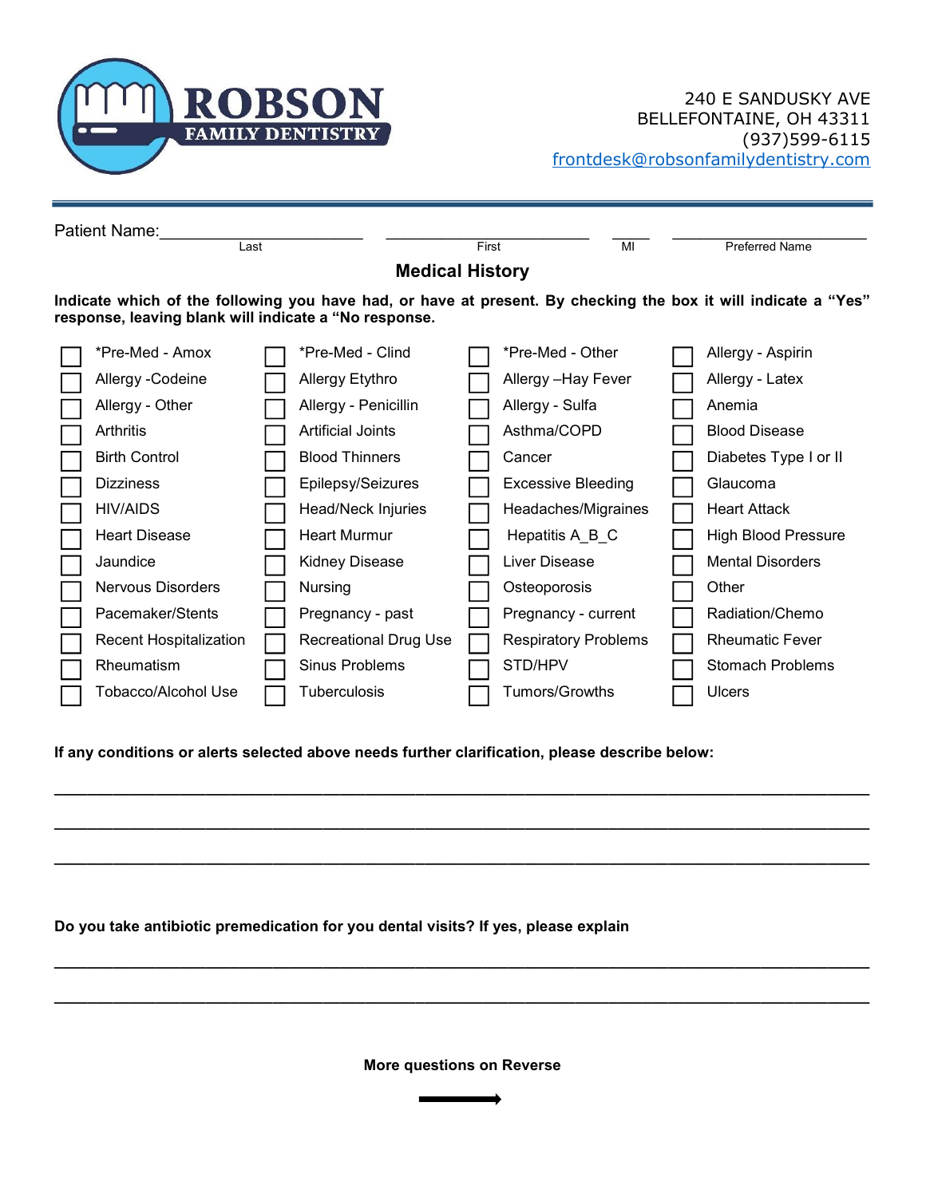# ROBSON FAMILY DENTISTRY

240 E SANDUSKY AVE
BELLEFONTAINE, OH 43311
(937)599-6115
frontdesk@robsonfamilydentistry.com

Patient Name: ______________________ ______________________ ____ ______________________
Last First MI Preferred Name

## Medical History

**Indicate which of the following you have had, or have at present. By checking the box it will indicate a "Yes" response, leaving blank will indicate a "No response.**

| | | | |
|---|---|---|---|
| ☐ *Pre-Med - Amox | ☐ *Pre-Med - Clind | ☐ *Pre-Med - Other | ☐ Allergy - Aspirin |
| ☐ Allergy -Codeine | ☐ Allergy Etythro | ☐ Allergy –Hay Fever | ☐ Allergy - Latex |
| ☐ Allergy - Other | ☐ Allergy - Penicillin | ☐ Allergy - Sulfa | ☐ Anemia |
| ☐ Arthritis | ☐ Artificial Joints | ☐ Asthma/COPD | ☐ Blood Disease |
| ☐ Birth Control | ☐ Blood Thinners | ☐ Cancer | ☐ Diabetes Type I or II |
| ☐ Dizziness | ☐ Epilepsy/Seizures | ☐ Excessive Bleeding | ☐ Glaucoma |
| ☐ HIV/AIDS | ☐ Head/Neck Injuries | ☐ Headaches/Migraines | ☐ Heart Attack |
| ☐ Heart Disease | ☐ Heart Murmur | ☐ Hepatitis A_B_C | ☐ High Blood Pressure |
| ☐ Jaundice | ☐ Kidney Disease | ☐ Liver Disease | ☐ Mental Disorders |
| ☐ Nervous Disorders | ☐ Nursing | ☐ Osteoporosis | ☐ Other |
| ☐ Pacemaker/Stents | ☐ Pregnancy - past | ☐ Pregnancy - current | ☐ Radiation/Chemo |
| ☐ Recent Hospitalization | ☐ Recreational Drug Use | ☐ Respiratory Problems | ☐ Rheumatic Fever |
| ☐ Rheumatism | ☐ Sinus Problems | ☐ STD/HPV | ☐ Stomach Problems |
| ☐ Tobacco/Alcohol Use | ☐ Tuberculosis | ☐ Tumors/Growths | ☐ Ulcers |

**If any conditions or alerts selected above needs further clarification, please describe below:**

___________________________________________________________________________

___________________________________________________________________________

___________________________________________________________________________

**Do you take antibiotic premedication for you dental visits? If yes, please explain**

___________________________________________________________________________

___________________________________________________________________________

**More questions on Reverse**

→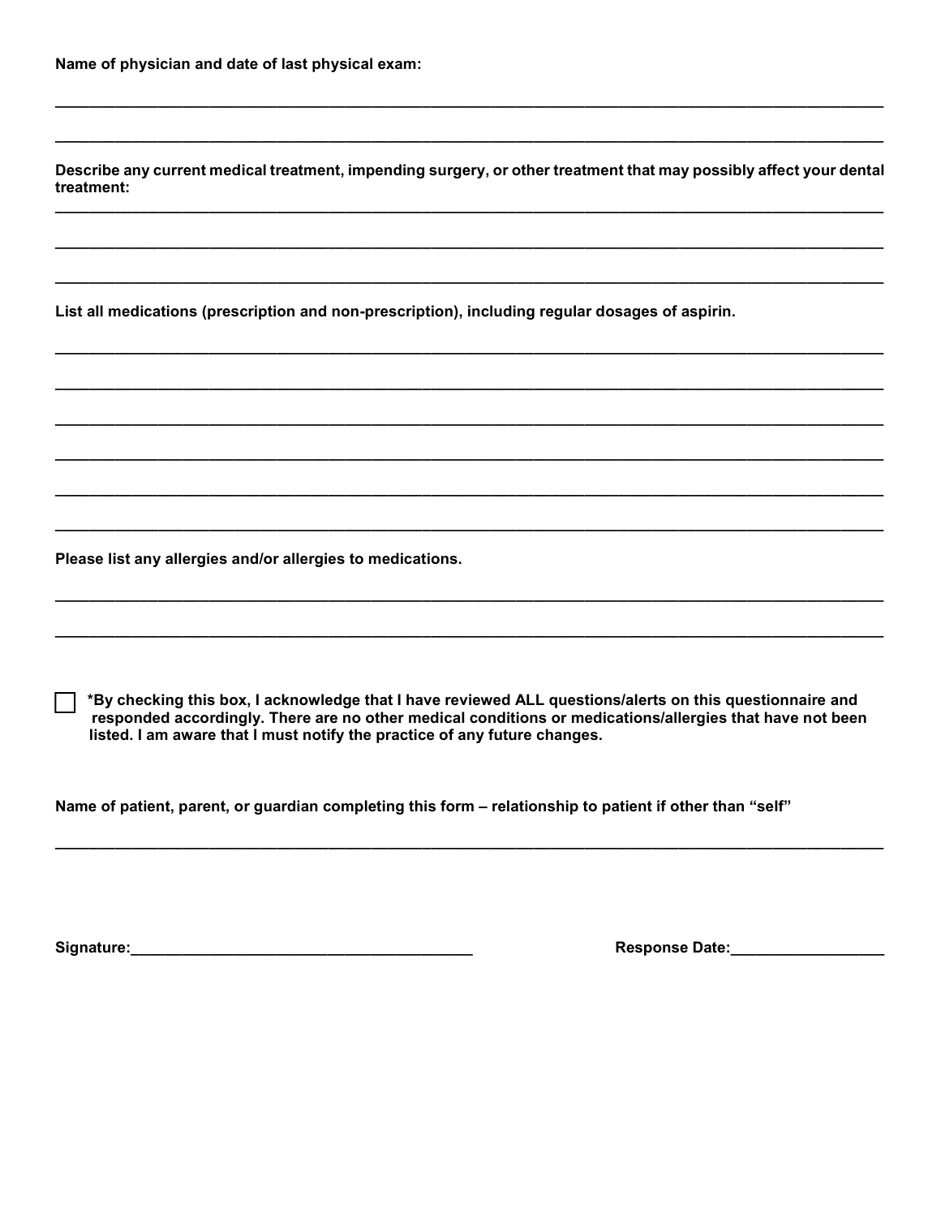**Name of physician and date of last physical exam:**

\_\_\_\_\_\_\_\_\_\_\_\_\_\_\_\_\_\_\_\_\_\_\_\_\_\_\_\_\_\_\_\_\_\_\_\_\_\_\_\_\_\_\_\_\_\_\_\_\_\_\_\_\_\_\_\_\_\_\_\_\_\_\_\_\_\_\_\_\_\_\_\_\_\_\_\_\_\_

\_\_\_\_\_\_\_\_\_\_\_\_\_\_\_\_\_\_\_\_\_\_\_\_\_\_\_\_\_\_\_\_\_\_\_\_\_\_\_\_\_\_\_\_\_\_\_\_\_\_\_\_\_\_\_\_\_\_\_\_\_\_\_\_\_\_\_\_\_\_\_\_\_\_\_\_\_\_

**Describe any current medical treatment, impending surgery, or other treatment that may possibly affect your dental treatment:**

\_\_\_\_\_\_\_\_\_\_\_\_\_\_\_\_\_\_\_\_\_\_\_\_\_\_\_\_\_\_\_\_\_\_\_\_\_\_\_\_\_\_\_\_\_\_\_\_\_\_\_\_\_\_\_\_\_\_\_\_\_\_\_\_\_\_\_\_\_\_\_\_\_\_\_\_\_\_

\_\_\_\_\_\_\_\_\_\_\_\_\_\_\_\_\_\_\_\_\_\_\_\_\_\_\_\_\_\_\_\_\_\_\_\_\_\_\_\_\_\_\_\_\_\_\_\_\_\_\_\_\_\_\_\_\_\_\_\_\_\_\_\_\_\_\_\_\_\_\_\_\_\_\_\_\_\_

\_\_\_\_\_\_\_\_\_\_\_\_\_\_\_\_\_\_\_\_\_\_\_\_\_\_\_\_\_\_\_\_\_\_\_\_\_\_\_\_\_\_\_\_\_\_\_\_\_\_\_\_\_\_\_\_\_\_\_\_\_\_\_\_\_\_\_\_\_\_\_\_\_\_\_\_\_\_

**List all medications (prescription and non-prescription), including regular dosages of aspirin.**

\_\_\_\_\_\_\_\_\_\_\_\_\_\_\_\_\_\_\_\_\_\_\_\_\_\_\_\_\_\_\_\_\_\_\_\_\_\_\_\_\_\_\_\_\_\_\_\_\_\_\_\_\_\_\_\_\_\_\_\_\_\_\_\_\_\_\_\_\_\_\_\_\_\_\_\_\_\_

\_\_\_\_\_\_\_\_\_\_\_\_\_\_\_\_\_\_\_\_\_\_\_\_\_\_\_\_\_\_\_\_\_\_\_\_\_\_\_\_\_\_\_\_\_\_\_\_\_\_\_\_\_\_\_\_\_\_\_\_\_\_\_\_\_\_\_\_\_\_\_\_\_\_\_\_\_\_

\_\_\_\_\_\_\_\_\_\_\_\_\_\_\_\_\_\_\_\_\_\_\_\_\_\_\_\_\_\_\_\_\_\_\_\_\_\_\_\_\_\_\_\_\_\_\_\_\_\_\_\_\_\_\_\_\_\_\_\_\_\_\_\_\_\_\_\_\_\_\_\_\_\_\_\_\_\_

\_\_\_\_\_\_\_\_\_\_\_\_\_\_\_\_\_\_\_\_\_\_\_\_\_\_\_\_\_\_\_\_\_\_\_\_\_\_\_\_\_\_\_\_\_\_\_\_\_\_\_\_\_\_\_\_\_\_\_\_\_\_\_\_\_\_\_\_\_\_\_\_\_\_\_\_\_\_

\_\_\_\_\_\_\_\_\_\_\_\_\_\_\_\_\_\_\_\_\_\_\_\_\_\_\_\_\_\_\_\_\_\_\_\_\_\_\_\_\_\_\_\_\_\_\_\_\_\_\_\_\_\_\_\_\_\_\_\_\_\_\_\_\_\_\_\_\_\_\_\_\_\_\_\_\_\_

\_\_\_\_\_\_\_\_\_\_\_\_\_\_\_\_\_\_\_\_\_\_\_\_\_\_\_\_\_\_\_\_\_\_\_\_\_\_\_\_\_\_\_\_\_\_\_\_\_\_\_\_\_\_\_\_\_\_\_\_\_\_\_\_\_\_\_\_\_\_\_\_\_\_\_\_\_\_

**Please list any allergies and/or allergies to medications.**

\_\_\_\_\_\_\_\_\_\_\_\_\_\_\_\_\_\_\_\_\_\_\_\_\_\_\_\_\_\_\_\_\_\_\_\_\_\_\_\_\_\_\_\_\_\_\_\_\_\_\_\_\_\_\_\_\_\_\_\_\_\_\_\_\_\_\_\_\_\_\_\_\_\_\_\_\_\_

\_\_\_\_\_\_\_\_\_\_\_\_\_\_\_\_\_\_\_\_\_\_\_\_\_\_\_\_\_\_\_\_\_\_\_\_\_\_\_\_\_\_\_\_\_\_\_\_\_\_\_\_\_\_\_\_\_\_\_\_\_\_\_\_\_\_\_\_\_\_\_\_\_\_\_\_\_\_

☐ ***By checking this box, I acknowledge that I have reviewed ALL questions/alerts on this questionnaire and responded accordingly. There are no other medical conditions or medications/allergies that have not been listed. I am aware that I must notify the practice of any future changes.**

**Name of patient, parent, or guardian completing this form – relationship to patient if other than "self"**

\_\_\_\_\_\_\_\_\_\_\_\_\_\_\_\_\_\_\_\_\_\_\_\_\_\_\_\_\_\_\_\_\_\_\_\_\_\_\_\_\_\_\_\_\_\_\_\_\_\_\_\_\_\_\_\_\_\_\_\_\_\_\_\_\_\_\_\_\_\_\_\_\_\_\_\_\_\_

**Signature:**\_\_\_\_\_\_\_\_\_\_\_\_\_\_\_\_\_\_\_\_\_\_\_\_\_\_\_\_\_\_\_\_\_\_\_\_\_\_\_\_ **Response Date:**\_\_\_\_\_\_\_\_\_\_\_\_\_\_\_\_\_\_